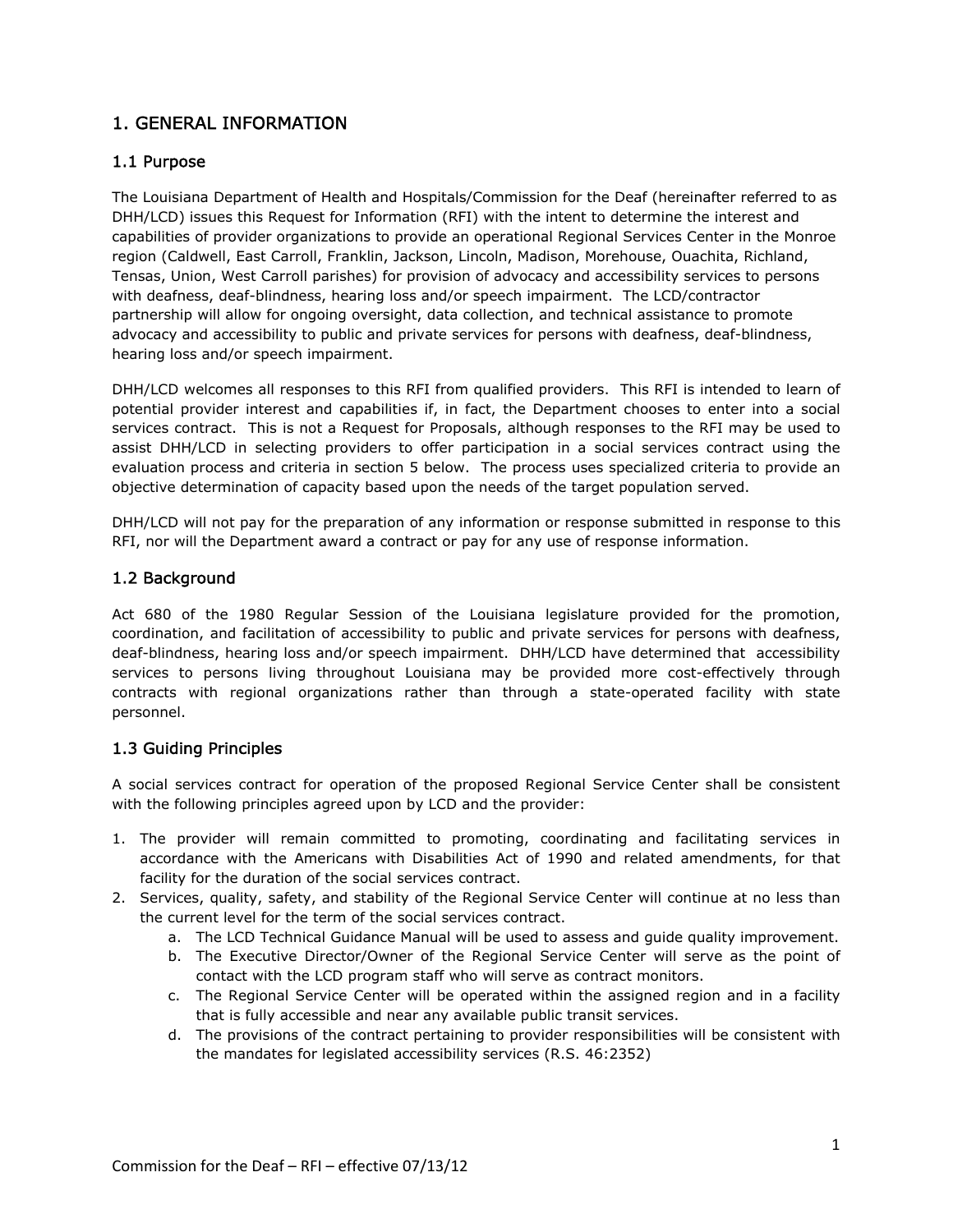# 1. GENERAL INFORMATION

## 1.1 Purpose

The Louisiana Department of Health and Hospitals/Commission for the Deaf (hereinafter referred to as DHH/LCD) issues this Request for Information (RFI) with the intent to determine the interest and capabilities of provider organizations to provide an operational Regional Services Center in the Monroe region (Caldwell, East Carroll, Franklin, Jackson, Lincoln, Madison, Morehouse, Ouachita, Richland, Tensas, Union, West Carroll parishes) for provision of advocacy and accessibility services to persons with deafness, deaf-blindness, hearing loss and/or speech impairment. The LCD/contractor partnership will allow for ongoing oversight, data collection, and technical assistance to promote advocacy and accessibility to public and private services for persons with deafness, deaf-blindness, hearing loss and/or speech impairment.

DHH/LCD welcomes all responses to this RFI from qualified providers. This RFI is intended to learn of potential provider interest and capabilities if, in fact, the Department chooses to enter into a social services contract. This is not a Request for Proposals, although responses to the RFI may be used to assist DHH/LCD in selecting providers to offer participation in a social services contract using the evaluation process and criteria in section 5 below. The process uses specialized criteria to provide an objective determination of capacity based upon the needs of the target population served.

DHH/LCD will not pay for the preparation of any information or response submitted in response to this RFI, nor will the Department award a contract or pay for any use of response information.

## 1.2 Background

Act 680 of the 1980 Regular Session of the Louisiana legislature provided for the promotion, coordination, and facilitation of accessibility to public and private services for persons with deafness, deaf-blindness, hearing loss and/or speech impairment. DHH/LCD have determined that accessibility services to persons living throughout Louisiana may be provided more cost-effectively through contracts with regional organizations rather than through a state-operated facility with state personnel.

## 1.3 Guiding Principles

A social services contract for operation of the proposed Regional Service Center shall be consistent with the following principles agreed upon by LCD and the provider:

1. The provider will remain committed to promoting, coordinating and facilitating services in accordance with the Americans with Disabilities Act of 1990 and related amendments, for that facility for the duration of the social services contract.
2. Services, quality, safety, and stability of the Regional Service Center will continue at no less than the current level for the term of the social services contract.
    a. The LCD Technical Guidance Manual will be used to assess and guide quality improvement.
    b. The Executive Director/Owner of the Regional Service Center will serve as the point of contact with the LCD program staff who will serve as contract monitors.
    c. The Regional Service Center will be operated within the assigned region and in a facility that is fully accessible and near any available public transit services.
    d. The provisions of the contract pertaining to provider responsibilities will be consistent with the mandates for legislated accessibility services (R.S. 46:2352)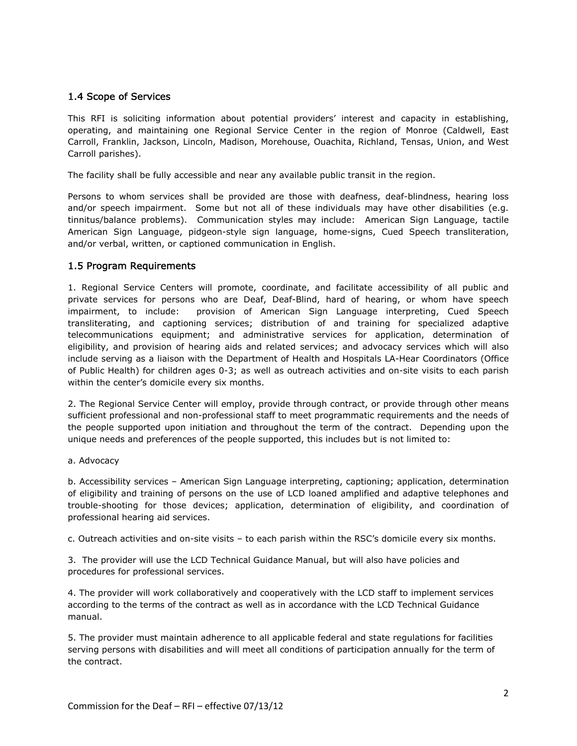## 1.4 Scope of Services

This RFI is soliciting information about potential providers' interest and capacity in establishing, operating, and maintaining one Regional Service Center in the region of Monroe (Caldwell, East Carroll, Franklin, Jackson, Lincoln, Madison, Morehouse, Ouachita, Richland, Tensas, Union, and West Carroll parishes).

The facility shall be fully accessible and near any available public transit in the region.

Persons to whom services shall be provided are those with deafness, deaf-blindness, hearing loss and/or speech impairment. Some but not all of these individuals may have other disabilities (e.g. tinnitus/balance problems). Communication styles may include: American Sign Language, tactile American Sign Language, pidgeon-style sign language, home-signs, Cued Speech transliteration, and/or verbal, written, or captioned communication in English.

## 1.5 Program Requirements

1. Regional Service Centers will promote, coordinate, and facilitate accessibility of all public and private services for persons who are Deaf, Deaf-Blind, hard of hearing, or whom have speech impairment, to include: provision of American Sign Language interpreting, Cued Speech transliterating, and captioning services; distribution of and training for specialized adaptive telecommunications equipment; and administrative services for application, determination of eligibility, and provision of hearing aids and related services; and advocacy services which will also include serving as a liaison with the Department of Health and Hospitals LA-Hear Coordinators (Office of Public Health) for children ages 0-3; as well as outreach activities and on-site visits to each parish within the center's domicile every six months.

2. The Regional Service Center will employ, provide through contract, or provide through other means sufficient professional and non-professional staff to meet programmatic requirements and the needs of the people supported upon initiation and throughout the term of the contract. Depending upon the unique needs and preferences of the people supported, this includes but is not limited to:

a. Advocacy

b. Accessibility services – American Sign Language interpreting, captioning; application, determination of eligibility and training of persons on the use of LCD loaned amplified and adaptive telephones and trouble-shooting for those devices; application, determination of eligibility, and coordination of professional hearing aid services.

c. Outreach activities and on-site visits – to each parish within the RSC's domicile every six months.

3. The provider will use the LCD Technical Guidance Manual, but will also have policies and procedures for professional services.

4. The provider will work collaboratively and cooperatively with the LCD staff to implement services according to the terms of the contract as well as in accordance with the LCD Technical Guidance manual.

5. The provider must maintain adherence to all applicable federal and state regulations for facilities serving persons with disabilities and will meet all conditions of participation annually for the term of the contract.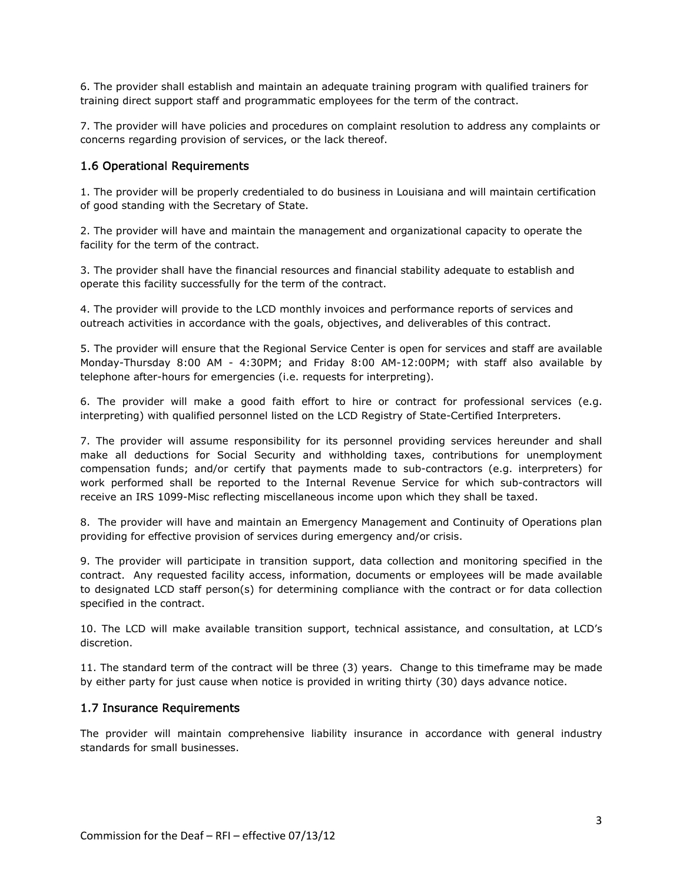6. The provider shall establish and maintain an adequate training program with qualified trainers for training direct support staff and programmatic employees for the term of the contract.

7. The provider will have policies and procedures on complaint resolution to address any complaints or concerns regarding provision of services, or the lack thereof.

## 1.6 Operational Requirements

1. The provider will be properly credentialed to do business in Louisiana and will maintain certification of good standing with the Secretary of State.

2. The provider will have and maintain the management and organizational capacity to operate the facility for the term of the contract.

3. The provider shall have the financial resources and financial stability adequate to establish and operate this facility successfully for the term of the contract.

4. The provider will provide to the LCD monthly invoices and performance reports of services and outreach activities in accordance with the goals, objectives, and deliverables of this contract.

5. The provider will ensure that the Regional Service Center is open for services and staff are available Monday-Thursday 8:00 AM - 4:30PM; and Friday 8:00 AM-12:00PM; with staff also available by telephone after-hours for emergencies (i.e. requests for interpreting).

6. The provider will make a good faith effort to hire or contract for professional services (e.g. interpreting) with qualified personnel listed on the LCD Registry of State-Certified Interpreters.

7. The provider will assume responsibility for its personnel providing services hereunder and shall make all deductions for Social Security and withholding taxes, contributions for unemployment compensation funds; and/or certify that payments made to sub-contractors (e.g. interpreters) for work performed shall be reported to the Internal Revenue Service for which sub-contractors will receive an IRS 1099-Misc reflecting miscellaneous income upon which they shall be taxed.

8. The provider will have and maintain an Emergency Management and Continuity of Operations plan providing for effective provision of services during emergency and/or crisis.

9. The provider will participate in transition support, data collection and monitoring specified in the contract. Any requested facility access, information, documents or employees will be made available to designated LCD staff person(s) for determining compliance with the contract or for data collection specified in the contract.

10. The LCD will make available transition support, technical assistance, and consultation, at LCD's discretion.

11. The standard term of the contract will be three (3) years. Change to this timeframe may be made by either party for just cause when notice is provided in writing thirty (30) days advance notice.

## 1.7 Insurance Requirements

The provider will maintain comprehensive liability insurance in accordance with general industry standards for small businesses.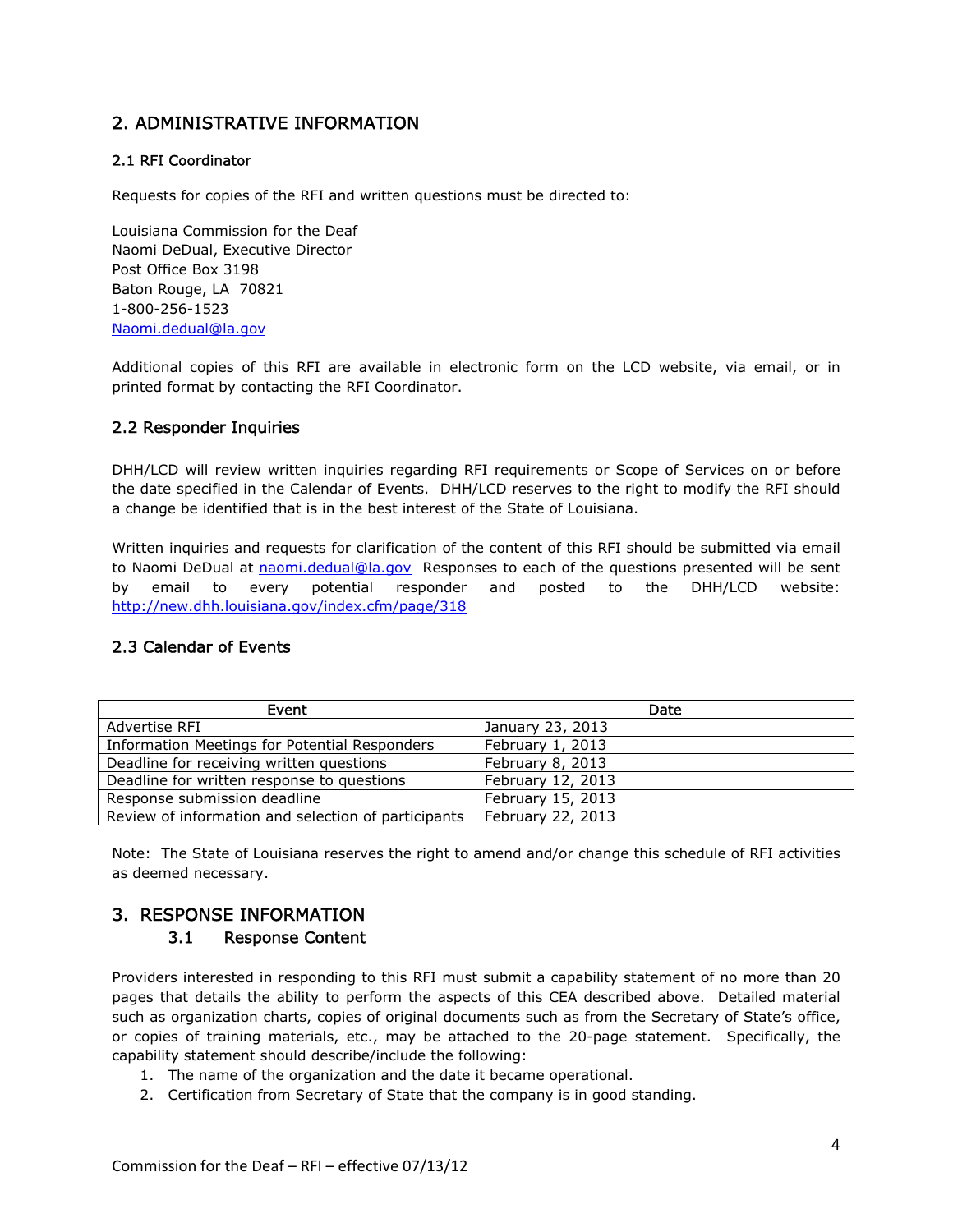## 2. ADMINISTRATIVE INFORMATION

### 2.1 RFI Coordinator

Requests for copies of the RFI and written questions must be directed to:

Louisiana Commission for the Deaf
Naomi DeDual, Executive Director
Post Office Box 3198
Baton Rouge, LA 70821
1-800-256-1523
Naomi.dedual@la.gov

Additional copies of this RFI are available in electronic form on the LCD website, via email, or in printed format by contacting the RFI Coordinator.

### 2.2 Responder Inquiries

DHH/LCD will review written inquiries regarding RFI requirements or Scope of Services on or before the date specified in the Calendar of Events. DHH/LCD reserves to the right to modify the RFI should a change be identified that is in the best interest of the State of Louisiana.

Written inquiries and requests for clarification of the content of this RFI should be submitted via email to Naomi DeDual at naomi.dedual@la.gov Responses to each of the questions presented will be sent by email to every potential responder and posted to the DHH/LCD website: http://new.dhh.louisiana.gov/index.cfm/page/318

### 2.3 Calendar of Events

| Event | Date |
|---|---|
| Advertise RFI | January 23, 2013 |
| Information Meetings for Potential Responders | February 1, 2013 |
| Deadline for receiving written questions | February 8, 2013 |
| Deadline for written response to questions | February 12, 2013 |
| Response submission deadline | February 15, 2013 |
| Review of information and selection of participants | February 22, 2013 |

Note: The State of Louisiana reserves the right to amend and/or change this schedule of RFI activities as deemed necessary.

## 3. RESPONSE INFORMATION

### 3.1 Response Content

Providers interested in responding to this RFI must submit a capability statement of no more than 20 pages that details the ability to perform the aspects of this CEA described above. Detailed material such as organization charts, copies of original documents such as from the Secretary of State's office, or copies of training materials, etc., may be attached to the 20-page statement. Specifically, the capability statement should describe/include the following:

1. The name of the organization and the date it became operational.
2. Certification from Secretary of State that the company is in good standing.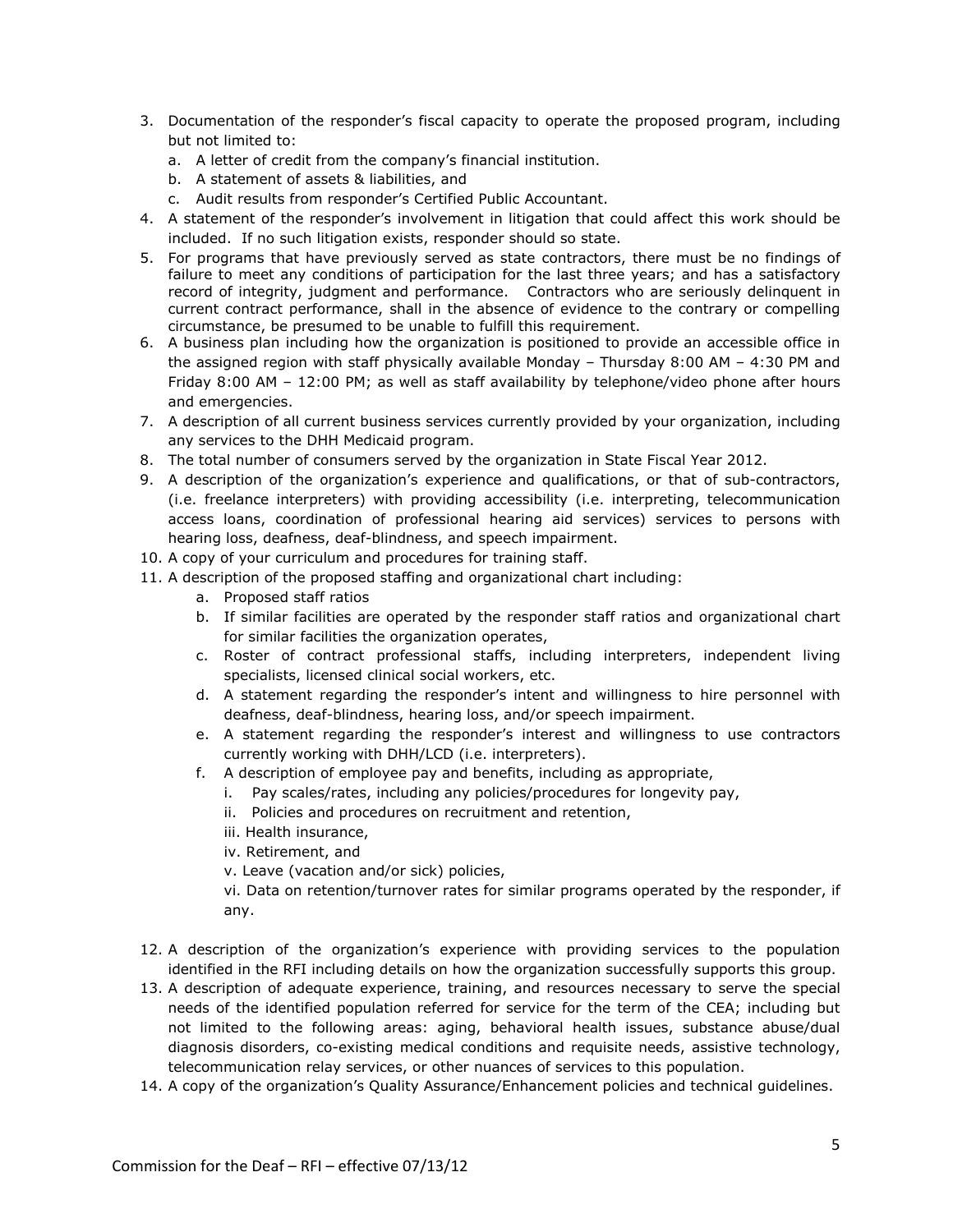3. Documentation of the responder's fiscal capacity to operate the proposed program, including but not limited to:
   a. A letter of credit from the company's financial institution.
   b. A statement of assets & liabilities, and
   c. Audit results from responder's Certified Public Accountant.
4. A statement of the responder's involvement in litigation that could affect this work should be included. If no such litigation exists, responder should so state.
5. For programs that have previously served as state contractors, there must be no findings of failure to meet any conditions of participation for the last three years; and has a satisfactory record of integrity, judgment and performance. Contractors who are seriously delinquent in current contract performance, shall in the absence of evidence to the contrary or compelling circumstance, be presumed to be unable to fulfill this requirement.
6. A business plan including how the organization is positioned to provide an accessible office in the assigned region with staff physically available Monday – Thursday 8:00 AM – 4:30 PM and Friday 8:00 AM – 12:00 PM; as well as staff availability by telephone/video phone after hours and emergencies.
7. A description of all current business services currently provided by your organization, including any services to the DHH Medicaid program.
8. The total number of consumers served by the organization in State Fiscal Year 2012.
9. A description of the organization's experience and qualifications, or that of sub-contractors, (i.e. freelance interpreters) with providing accessibility (i.e. interpreting, telecommunication access loans, coordination of professional hearing aid services) services to persons with hearing loss, deafness, deaf-blindness, and speech impairment.
10. A copy of your curriculum and procedures for training staff.
11. A description of the proposed staffing and organizational chart including:
    a. Proposed staff ratios
    b. If similar facilities are operated by the responder staff ratios and organizational chart for similar facilities the organization operates,
    c. Roster of contract professional staffs, including interpreters, independent living specialists, licensed clinical social workers, etc.
    d. A statement regarding the responder's intent and willingness to hire personnel with deafness, deaf-blindness, hearing loss, and/or speech impairment.
    e. A statement regarding the responder's interest and willingness to use contractors currently working with DHH/LCD (i.e. interpreters).
    f. A description of employee pay and benefits, including as appropriate,
       i. Pay scales/rates, including any policies/procedures for longevity pay,
       ii. Policies and procedures on recruitment and retention,
       iii. Health insurance,
       iv. Retirement, and
       v. Leave (vacation and/or sick) policies,
       vi. Data on retention/turnover rates for similar programs operated by the responder, if any.
12. A description of the organization's experience with providing services to the population identified in the RFI including details on how the organization successfully supports this group.
13. A description of adequate experience, training, and resources necessary to serve the special needs of the identified population referred for service for the term of the CEA; including but not limited to the following areas: aging, behavioral health issues, substance abuse/dual diagnosis disorders, co-existing medical conditions and requisite needs, assistive technology, telecommunication relay services, or other nuances of services to this population.
14. A copy of the organization's Quality Assurance/Enhancement policies and technical guidelines.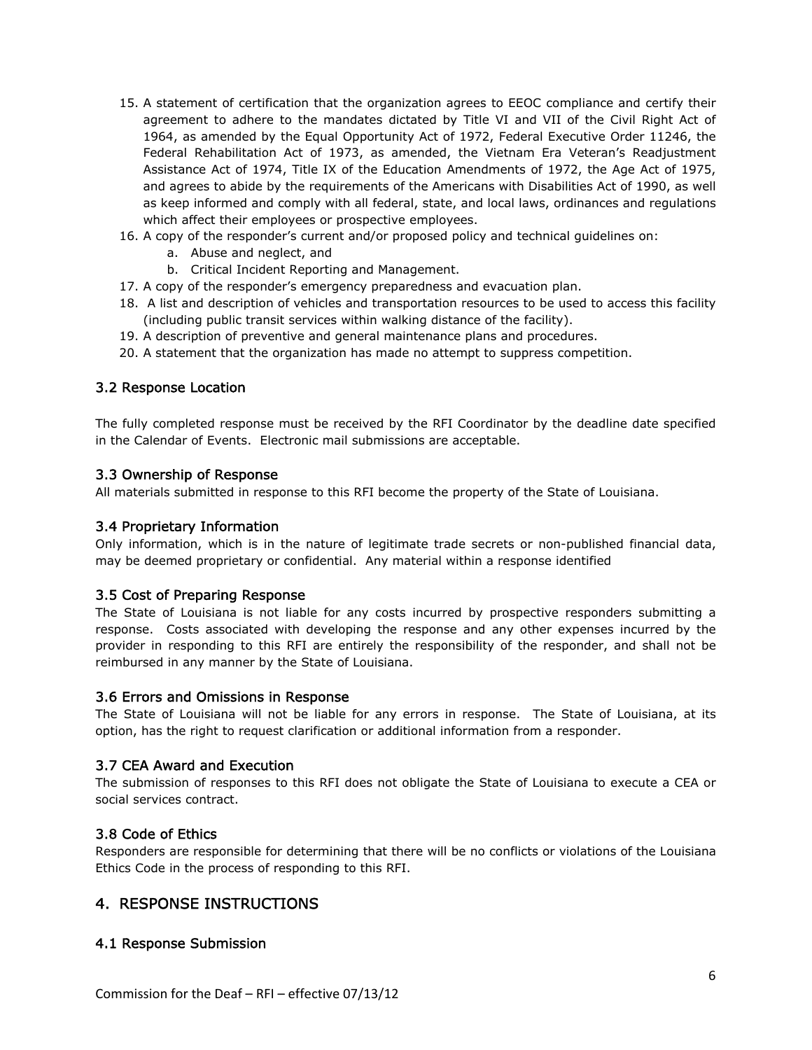15. A statement of certification that the organization agrees to EEOC compliance and certify their agreement to adhere to the mandates dictated by Title VI and VII of the Civil Right Act of 1964, as amended by the Equal Opportunity Act of 1972, Federal Executive Order 11246, the Federal Rehabilitation Act of 1973, as amended, the Vietnam Era Veteran's Readjustment Assistance Act of 1974, Title IX of the Education Amendments of 1972, the Age Act of 1975, and agrees to abide by the requirements of the Americans with Disabilities Act of 1990, as well as keep informed and comply with all federal, state, and local laws, ordinances and regulations which affect their employees or prospective employees.
16. A copy of the responder's current and/or proposed policy and technical guidelines on:
    a. Abuse and neglect, and
    b. Critical Incident Reporting and Management.
17. A copy of the responder's emergency preparedness and evacuation plan.
18. A list and description of vehicles and transportation resources to be used to access this facility (including public transit services within walking distance of the facility).
19. A description of preventive and general maintenance plans and procedures.
20. A statement that the organization has made no attempt to suppress competition.

### 3.2 Response Location

The fully completed response must be received by the RFI Coordinator by the deadline date specified in the Calendar of Events. Electronic mail submissions are acceptable.

### 3.3 Ownership of Response

All materials submitted in response to this RFI become the property of the State of Louisiana.

### 3.4 Proprietary Information

Only information, which is in the nature of legitimate trade secrets or non-published financial data, may be deemed proprietary or confidential. Any material within a response identified

### 3.5 Cost of Preparing Response

The State of Louisiana is not liable for any costs incurred by prospective responders submitting a response. Costs associated with developing the response and any other expenses incurred by the provider in responding to this RFI are entirely the responsibility of the responder, and shall not be reimbursed in any manner by the State of Louisiana.

### 3.6 Errors and Omissions in Response

The State of Louisiana will not be liable for any errors in response. The State of Louisiana, at its option, has the right to request clarification or additional information from a responder.

### 3.7 CEA Award and Execution

The submission of responses to this RFI does not obligate the State of Louisiana to execute a CEA or social services contract.

### 3.8 Code of Ethics

Responders are responsible for determining that there will be no conflicts or violations of the Louisiana Ethics Code in the process of responding to this RFI.

## 4. RESPONSE INSTRUCTIONS

### 4.1 Response Submission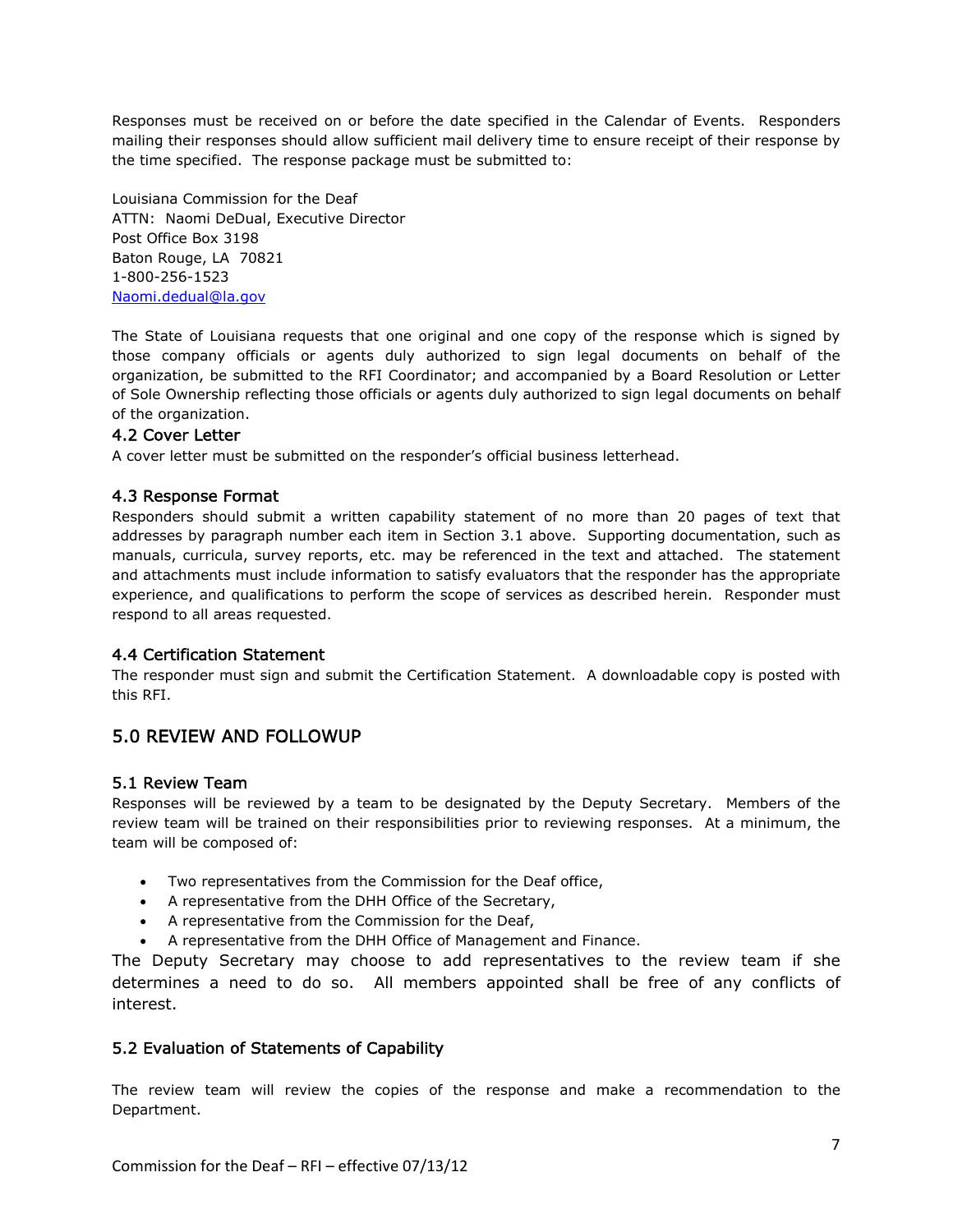Responses must be received on or before the date specified in the Calendar of Events. Responders mailing their responses should allow sufficient mail delivery time to ensure receipt of their response by the time specified. The response package must be submitted to:

Louisiana Commission for the Deaf
ATTN: Naomi DeDual, Executive Director
Post Office Box 3198
Baton Rouge, LA 70821
1-800-256-1523
Naomi.dedual@la.gov

The State of Louisiana requests that one original and one copy of the response which is signed by those company officials or agents duly authorized to sign legal documents on behalf of the organization, be submitted to the RFI Coordinator; and accompanied by a Board Resolution or Letter of Sole Ownership reflecting those officials or agents duly authorized to sign legal documents on behalf of the organization.

### 4.2 Cover Letter

A cover letter must be submitted on the responder's official business letterhead.

### 4.3 Response Format

Responders should submit a written capability statement of no more than 20 pages of text that addresses by paragraph number each item in Section 3.1 above. Supporting documentation, such as manuals, curricula, survey reports, etc. may be referenced in the text and attached. The statement and attachments must include information to satisfy evaluators that the responder has the appropriate experience, and qualifications to perform the scope of services as described herein. Responder must respond to all areas requested.

### 4.4 Certification Statement

The responder must sign and submit the Certification Statement. A downloadable copy is posted with this RFI.

## 5.0 REVIEW AND FOLLOWUP

### 5.1 Review Team

Responses will be reviewed by a team to be designated by the Deputy Secretary. Members of the review team will be trained on their responsibilities prior to reviewing responses. At a minimum, the team will be composed of:

- Two representatives from the Commission for the Deaf office,
- A representative from the DHH Office of the Secretary,
- A representative from the Commission for the Deaf,
- A representative from the DHH Office of Management and Finance.

The Deputy Secretary may choose to add representatives to the review team if she determines a need to do so. All members appointed shall be free of any conflicts of interest.

### 5.2 Evaluation of Statements of Capability

The review team will review the copies of the response and make a recommendation to the Department.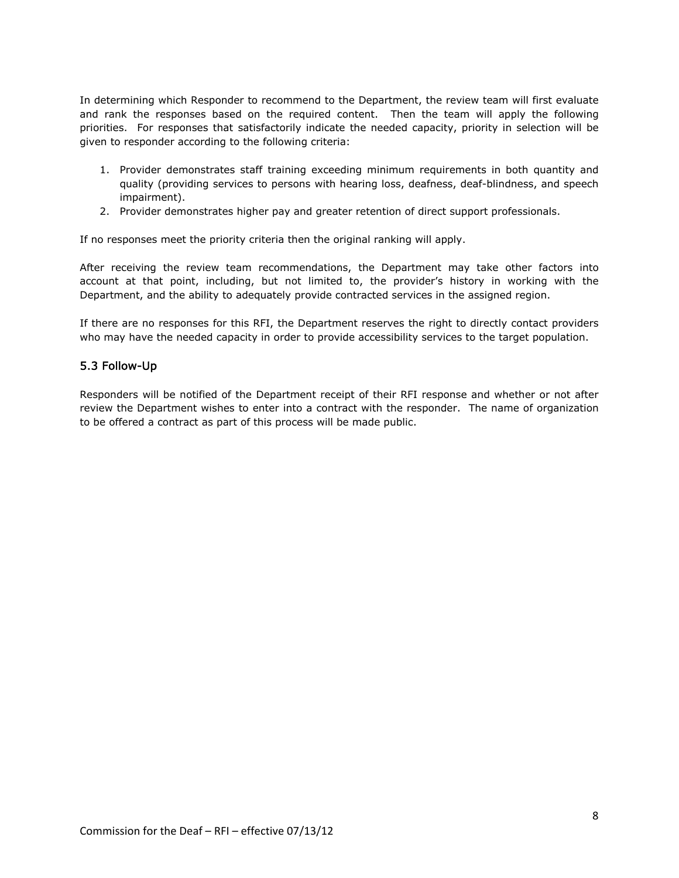In determining which Responder to recommend to the Department, the review team will first evaluate and rank the responses based on the required content. Then the team will apply the following priorities. For responses that satisfactorily indicate the needed capacity, priority in selection will be given to responder according to the following criteria:

1. Provider demonstrates staff training exceeding minimum requirements in both quantity and quality (providing services to persons with hearing loss, deafness, deaf-blindness, and speech impairment).
2. Provider demonstrates higher pay and greater retention of direct support professionals.

If no responses meet the priority criteria then the original ranking will apply.

After receiving the review team recommendations, the Department may take other factors into account at that point, including, but not limited to, the provider's history in working with the Department, and the ability to adequately provide contracted services in the assigned region.

If there are no responses for this RFI, the Department reserves the right to directly contact providers who may have the needed capacity in order to provide accessibility services to the target population.

## 5.3 Follow-Up

Responders will be notified of the Department receipt of their RFI response and whether or not after review the Department wishes to enter into a contract with the responder. The name of organization to be offered a contract as part of this process will be made public.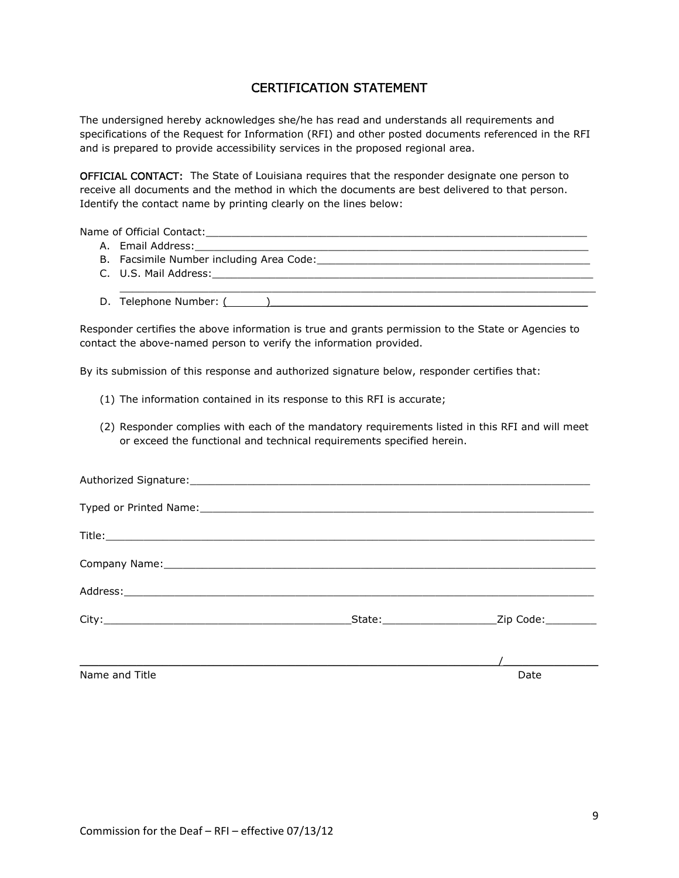## CERTIFICATION STATEMENT

The undersigned hereby acknowledges she/he has read and understands all requirements and specifications of the Request for Information (RFI) and other posted documents referenced in the RFI and is prepared to provide accessibility services in the proposed regional area.

**OFFICIAL CONTACT:** The State of Louisiana requires that the responder designate one person to receive all documents and the method in which the documents are best delivered to that person. Identify the contact name by printing clearly on the lines below:

Name of Official Contact:_______________________________________________________________

A. Email Address:_______________________________________________________________
B. Facsimile Number including Area Code:__________________________________________
C. U.S. Mail Address:____________________________________________________________
   _______________________________________________________________________________
D. Telephone Number: (      )_____________________________________________________

Responder certifies the above information is true and grants permission to the State or Agencies to contact the above-named person to verify the information provided.

By its submission of this response and authorized signature below, responder certifies that:

(1) The information contained in its response to this RFI is accurate;

(2) Responder complies with each of the mandatory requirements listed in this RFI and will meet or exceed the functional and technical requirements specified herein.

Authorized Signature:_______________________________________________________________

Typed or Printed Name:_____________________________________________________________

Title:_______________________________________________________________________

Company Name:______________________________________________________________

Address:____________________________________________________________________

City:______________________________________State:__________________Zip Code:________

_______________________________________________________________/______________

Name and Title                                                                                                    Date

Commission for the Deaf – RFI – effective 07/13/12